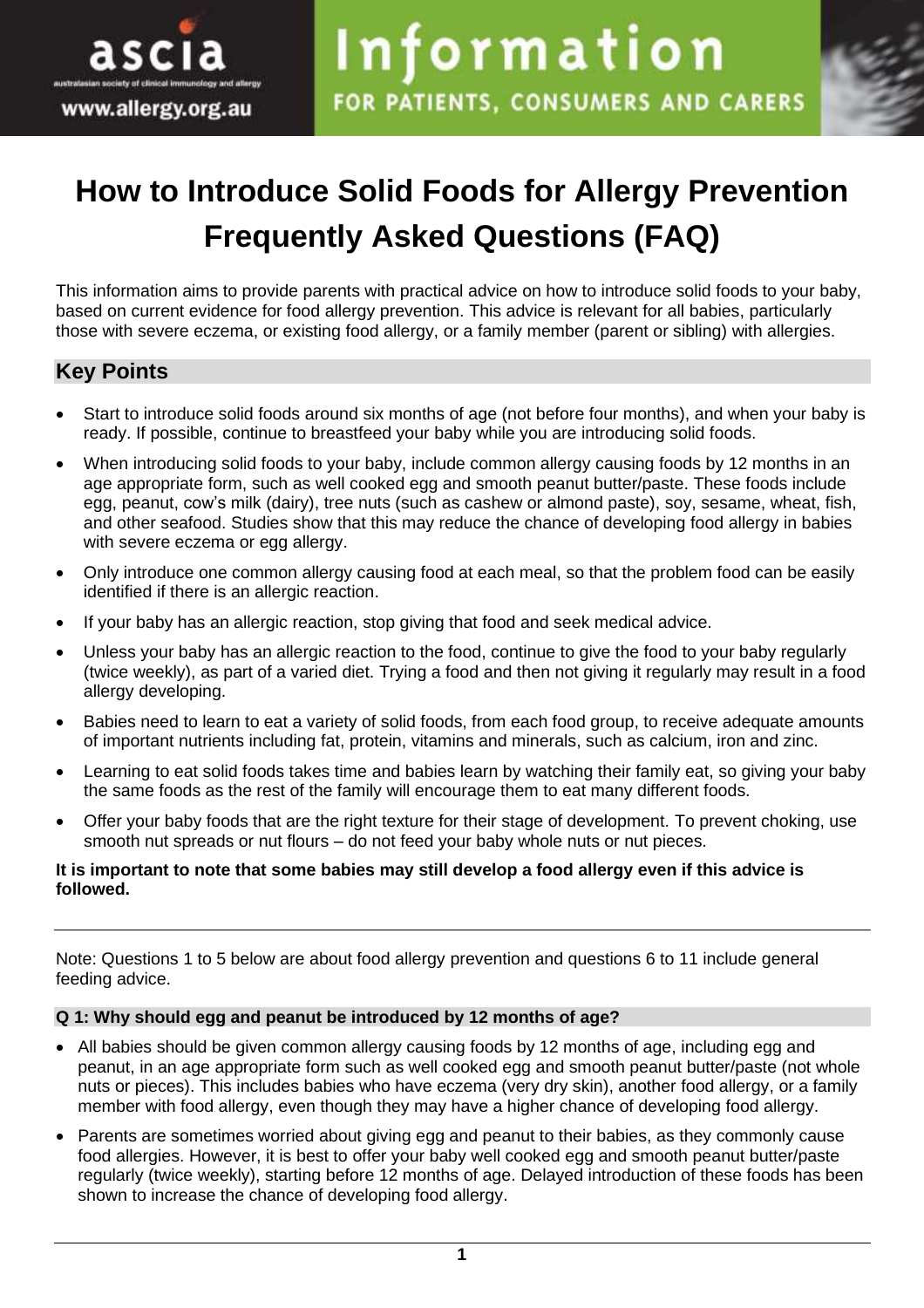ascia

australasian society of clinical immunology and allergy

www.allergy.org.au

Information

FOR PATIENTS, CONSUMERS AND CARERS

# How to Introduce Solid Foods for Allergy Prevention Frequently Asked Questions (FAQ)

This information aims to provide parents with practical advice on how to introduce solid foods to your baby, based on current evidence for food allergy prevention. This advice is relevant for all babies, particularly those with severe eczema, or existing food allergy, or a family member (parent or sibling) with allergies.

## Key Points

- Start to introduce solid foods around six months of age (not before four months), and when your baby is ready. If possible, continue to breastfeed your baby while you are introducing solid foods.
- When introducing solid foods to your baby, include common allergy causing foods by 12 months in an age appropriate form, such as well cooked egg and smooth peanut butter/paste. These foods include egg, peanut, cow's milk (dairy), tree nuts (such as cashew or almond paste), soy, sesame, wheat, fish, and other seafood. Studies show that this may reduce the chance of developing food allergy in babies with severe eczema or egg allergy.
- Only introduce one common allergy causing food at each meal, so that the problem food can be easily identified if there is an allergic reaction.
- If your baby has an allergic reaction, stop giving that food and seek medical advice.
- Unless your baby has an allergic reaction to the food, continue to give the food to your baby regularly (twice weekly), as part of a varied diet. Trying a food and then not giving it regularly may result in a food allergy developing.
- Babies need to learn to eat a variety of solid foods, from each food group, to receive adequate amounts of important nutrients including fat, protein, vitamins and minerals, such as calcium, iron and zinc.
- Learning to eat solid foods takes time and babies learn by watching their family eat, so giving your baby the same foods as the rest of the family will encourage them to eat many different foods.
- Offer your baby foods that are the right texture for their stage of development. To prevent choking, use smooth nut spreads or nut flours – do not feed your baby whole nuts or nut pieces.

**It is important to note that some babies may still develop a food allergy even if this advice is followed.**

---

Note: Questions 1 to 5 below are about food allergy prevention and questions 6 to 11 include general feeding advice.

### Q 1: Why should egg and peanut be introduced by 12 months of age?

- All babies should be given common allergy causing foods by 12 months of age, including egg and peanut, in an age appropriate form such as well cooked egg and smooth peanut butter/paste (not whole nuts or pieces). This includes babies who have eczema (very dry skin), another food allergy, or a family member with food allergy, even though they may have a higher chance of developing food allergy.
- Parents are sometimes worried about giving egg and peanut to their babies, as they commonly cause food allergies. However, it is best to offer your baby well cooked egg and smooth peanut butter/paste regularly (twice weekly), starting before 12 months of age. Delayed introduction of these foods has been shown to increase the chance of developing food allergy.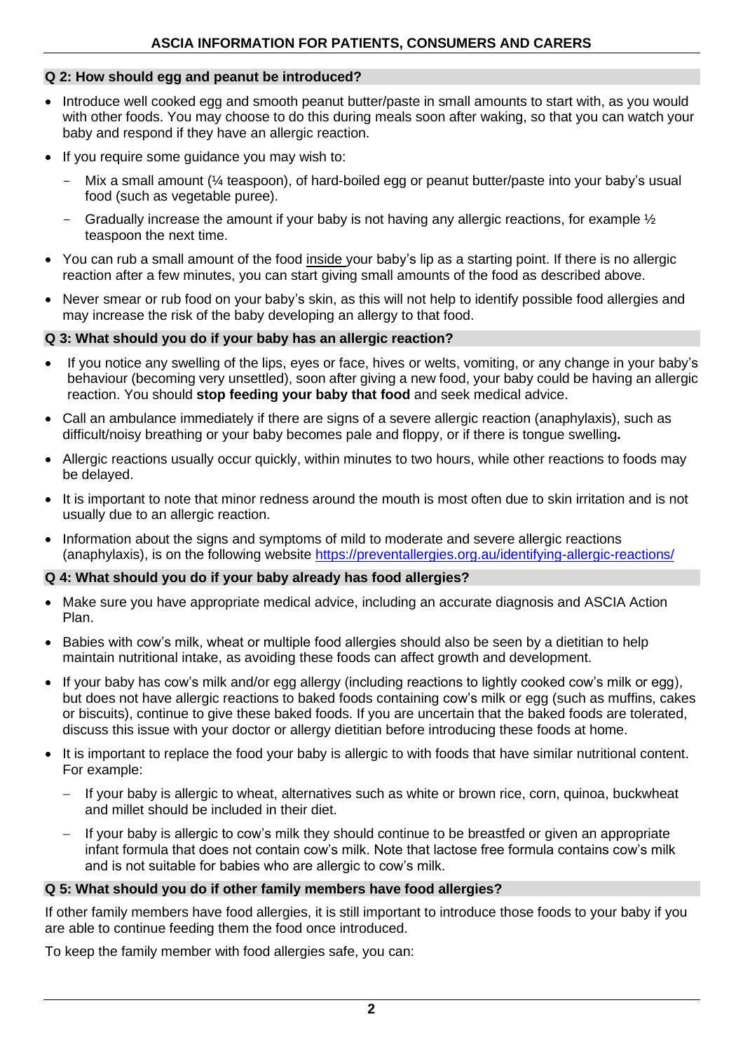### Q 2: How should egg and peanut be introduced?

- Introduce well cooked egg and smooth peanut butter/paste in small amounts to start with, as you would with other foods. You may choose to do this during meals soon after waking, so that you can watch your baby and respond if they have an allergic reaction.
- If you require some guidance you may wish to:
  - Mix a small amount (¼ teaspoon), of hard-boiled egg or peanut butter/paste into your baby's usual food (such as vegetable puree).
  - Gradually increase the amount if your baby is not having any allergic reactions, for example ½ teaspoon the next time.
- You can rub a small amount of the food inside your baby's lip as a starting point. If there is no allergic reaction after a few minutes, you can start giving small amounts of the food as described above.
- Never smear or rub food on your baby's skin, as this will not help to identify possible food allergies and may increase the risk of the baby developing an allergy to that food.

### Q 3: What should you do if your baby has an allergic reaction?

- If you notice any swelling of the lips, eyes or face, hives or welts, vomiting, or any change in your baby's behaviour (becoming very unsettled), soon after giving a new food, your baby could be having an allergic reaction. You should **stop feeding your baby that food** and seek medical advice.
- Call an ambulance immediately if there are signs of a severe allergic reaction (anaphylaxis), such as difficult/noisy breathing or your baby becomes pale and floppy, or if there is tongue swelling**.**
- Allergic reactions usually occur quickly, within minutes to two hours, while other reactions to foods may be delayed.
- It is important to note that minor redness around the mouth is most often due to skin irritation and is not usually due to an allergic reaction.
- Information about the signs and symptoms of mild to moderate and severe allergic reactions (anaphylaxis), is on the following website https://preventallergies.org.au/identifying-allergic-reactions/

### Q 4: What should you do if your baby already has food allergies?

- Make sure you have appropriate medical advice, including an accurate diagnosis and ASCIA Action Plan.
- Babies with cow's milk, wheat or multiple food allergies should also be seen by a dietitian to help maintain nutritional intake, as avoiding these foods can affect growth and development.
- If your baby has cow's milk and/or egg allergy (including reactions to lightly cooked cow's milk or egg), but does not have allergic reactions to baked foods containing cow's milk or egg (such as muffins, cakes or biscuits), continue to give these baked foods. If you are uncertain that the baked foods are tolerated, discuss this issue with your doctor or allergy dietitian before introducing these foods at home.
- It is important to replace the food your baby is allergic to with foods that have similar nutritional content. For example:
  - If your baby is allergic to wheat, alternatives such as white or brown rice, corn, quinoa, buckwheat and millet should be included in their diet.
  - If your baby is allergic to cow's milk they should continue to be breastfed or given an appropriate infant formula that does not contain cow's milk. Note that lactose free formula contains cow's milk and is not suitable for babies who are allergic to cow's milk.

### Q 5: What should you do if other family members have food allergies?

If other family members have food allergies, it is still important to introduce those foods to your baby if you are able to continue feeding them the food once introduced.

To keep the family member with food allergies safe, you can: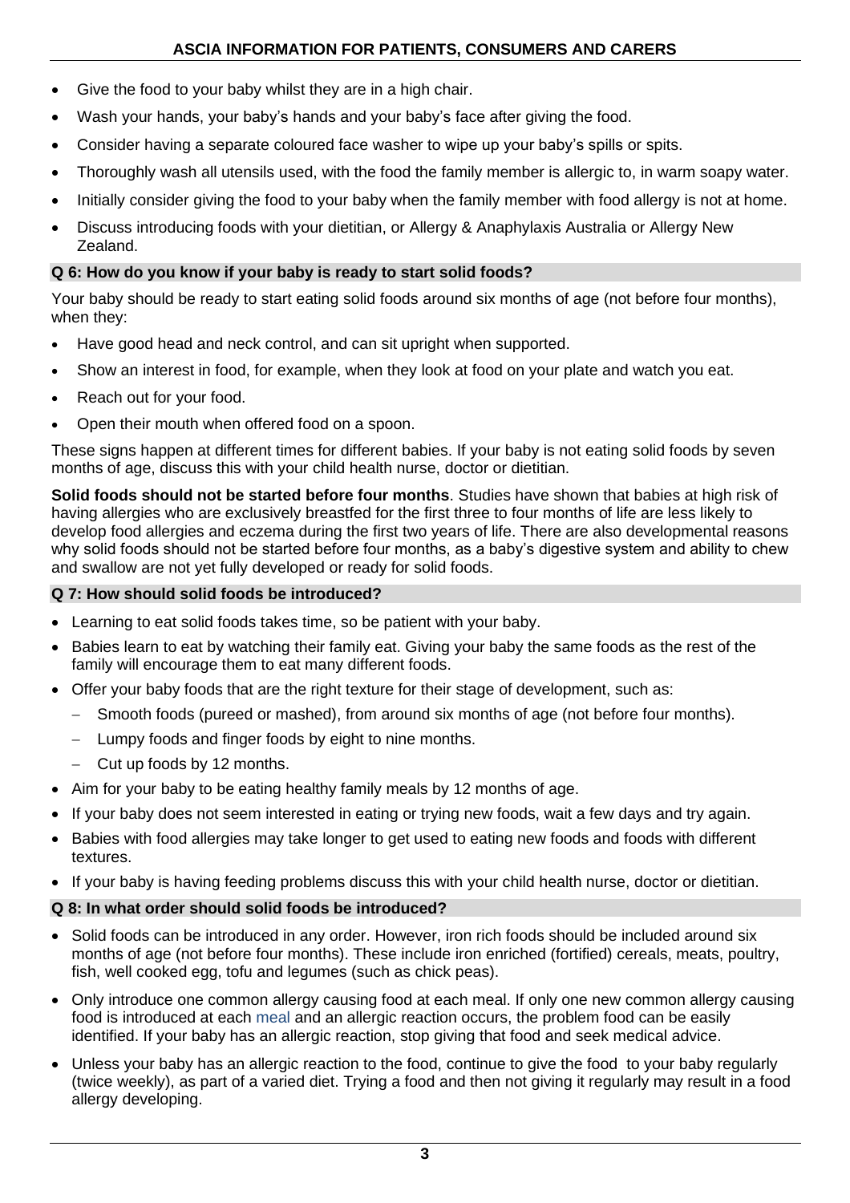- Give the food to your baby whilst they are in a high chair.
- Wash your hands, your baby's hands and your baby's face after giving the food.
- Consider having a separate coloured face washer to wipe up your baby's spills or spits.
- Thoroughly wash all utensils used, with the food the family member is allergic to, in warm soapy water.
- Initially consider giving the food to your baby when the family member with food allergy is not at home.
- Discuss introducing foods with your dietitian, or Allergy & Anaphylaxis Australia or Allergy New Zealand.

### Q 6: How do you know if your baby is ready to start solid foods?

Your baby should be ready to start eating solid foods around six months of age (not before four months), when they:

- Have good head and neck control, and can sit upright when supported.
- Show an interest in food, for example, when they look at food on your plate and watch you eat.
- Reach out for your food.
- Open their mouth when offered food on a spoon.

These signs happen at different times for different babies. If your baby is not eating solid foods by seven months of age, discuss this with your child health nurse, doctor or dietitian.

**Solid foods should not be started before four months**. Studies have shown that babies at high risk of having allergies who are exclusively breastfed for the first three to four months of life are less likely to develop food allergies and eczema during the first two years of life. There are also developmental reasons why solid foods should not be started before four months, as a baby's digestive system and ability to chew and swallow are not yet fully developed or ready for solid foods.

### Q 7: How should solid foods be introduced?

- Learning to eat solid foods takes time, so be patient with your baby.
- Babies learn to eat by watching their family eat. Giving your baby the same foods as the rest of the family will encourage them to eat many different foods.
- Offer your baby foods that are the right texture for their stage of development, such as:
  - Smooth foods (pureed or mashed), from around six months of age (not before four months).
  - Lumpy foods and finger foods by eight to nine months.
  - Cut up foods by 12 months.
- Aim for your baby to be eating healthy family meals by 12 months of age.
- If your baby does not seem interested in eating or trying new foods, wait a few days and try again.
- Babies with food allergies may take longer to get used to eating new foods and foods with different textures.
- If your baby is having feeding problems discuss this with your child health nurse, doctor or dietitian.

### Q 8: In what order should solid foods be introduced?

- Solid foods can be introduced in any order. However, iron rich foods should be included around six months of age (not before four months). These include iron enriched (fortified) cereals, meats, poultry, fish, well cooked egg, tofu and legumes (such as chick peas).
- Only introduce one common allergy causing food at each meal. If only one new common allergy causing food is introduced at each meal and an allergic reaction occurs, the problem food can be easily identified. If your baby has an allergic reaction, stop giving that food and seek medical advice.
- Unless your baby has an allergic reaction to the food, continue to give the food to your baby regularly (twice weekly), as part of a varied diet. Trying a food and then not giving it regularly may result in a food allergy developing.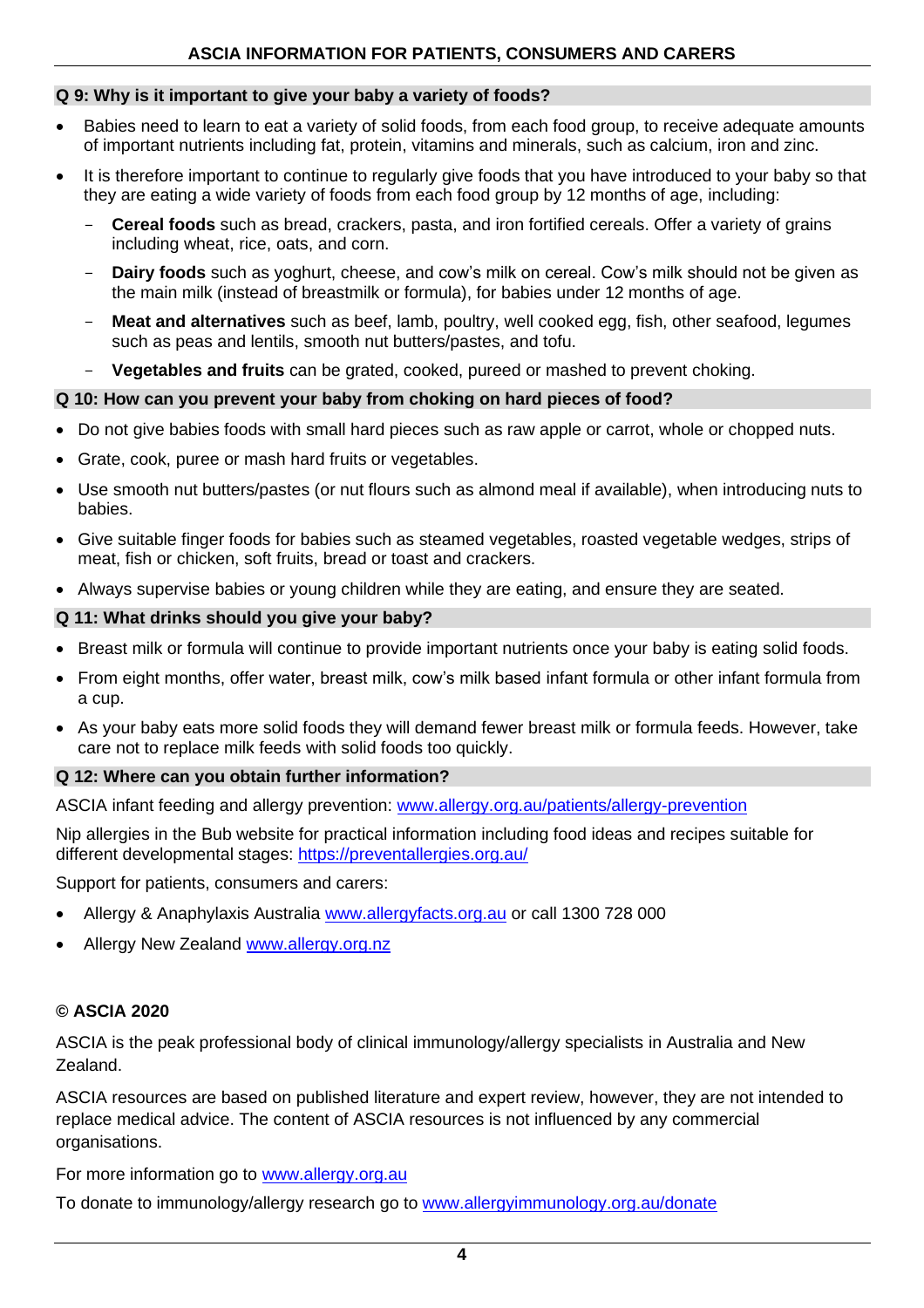### Q 9: Why is it important to give your baby a variety of foods?

- Babies need to learn to eat a variety of solid foods, from each food group, to receive adequate amounts of important nutrients including fat, protein, vitamins and minerals, such as calcium, iron and zinc.
- It is therefore important to continue to regularly give foods that you have introduced to your baby so that they are eating a wide variety of foods from each food group by 12 months of age, including:
  - **Cereal foods** such as bread, crackers, pasta, and iron fortified cereals. Offer a variety of grains including wheat, rice, oats, and corn.
  - **Dairy foods** such as yoghurt, cheese, and cow's milk on cereal. Cow's milk should not be given as the main milk (instead of breastmilk or formula), for babies under 12 months of age.
  - **Meat and alternatives** such as beef, lamb, poultry, well cooked egg, fish, other seafood, legumes such as peas and lentils, smooth nut butters/pastes, and tofu.
  - **Vegetables and fruits** can be grated, cooked, pureed or mashed to prevent choking.

### Q 10: How can you prevent your baby from choking on hard pieces of food?

- Do not give babies foods with small hard pieces such as raw apple or carrot, whole or chopped nuts.
- Grate, cook, puree or mash hard fruits or vegetables.
- Use smooth nut butters/pastes (or nut flours such as almond meal if available), when introducing nuts to babies.
- Give suitable finger foods for babies such as steamed vegetables, roasted vegetable wedges, strips of meat, fish or chicken, soft fruits, bread or toast and crackers.
- Always supervise babies or young children while they are eating, and ensure they are seated.

### Q 11: What drinks should you give your baby?

- Breast milk or formula will continue to provide important nutrients once your baby is eating solid foods.
- From eight months, offer water, breast milk, cow's milk based infant formula or other infant formula from a cup.
- As your baby eats more solid foods they will demand fewer breast milk or formula feeds. However, take care not to replace milk feeds with solid foods too quickly.

### Q 12: Where can you obtain further information?

ASCIA infant feeding and allergy prevention: www.allergy.org.au/patients/allergy-prevention

Nip allergies in the Bub website for practical information including food ideas and recipes suitable for different developmental stages: https://preventallergies.org.au/

Support for patients, consumers and carers:

- Allergy & Anaphylaxis Australia www.allergyfacts.org.au or call 1300 728 000
- Allergy New Zealand www.allergy.org.nz

**© ASCIA 2020**

ASCIA is the peak professional body of clinical immunology/allergy specialists in Australia and New Zealand.

ASCIA resources are based on published literature and expert review, however, they are not intended to replace medical advice. The content of ASCIA resources is not influenced by any commercial organisations.

For more information go to www.allergy.org.au

To donate to immunology/allergy research go to www.allergyimmunology.org.au/donate